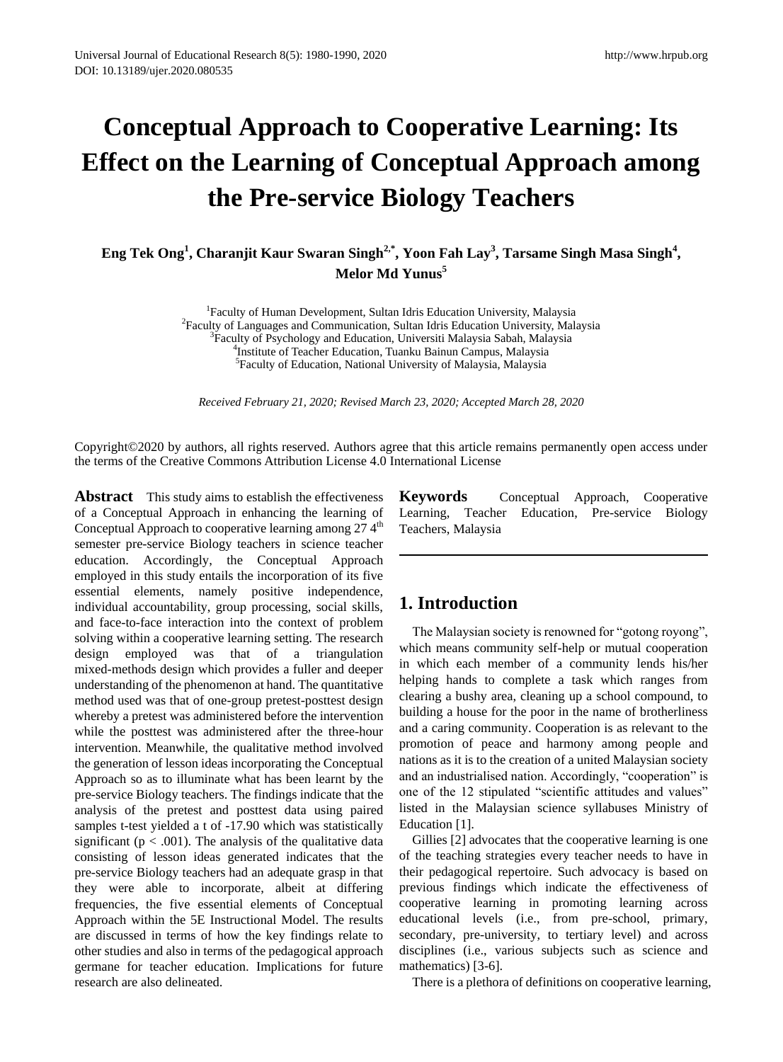# Conceptual Approach to Cooperative Learning: Its Effect on the Learning of Conceptual Approach among the Pre-service Biology Teachers

**Eng Tek Ong[1], Charanjit Kaur Swaran Singh[2,*], Yoon Fah Lay[3], Tarsame Singh Masa Singh[4], Melor Md Yunus[5]**

[1]Faculty of Human Development, Sultan Idris Education University, Malaysia
[2]Faculty of Languages and Communication, Sultan Idris Education University, Malaysia
[3]Faculty of Psychology and Education, Universiti Malaysia Sabah, Malaysia
[4]Institute of Teacher Education, Tuanku Bainun Campus, Malaysia
[5]Faculty of Education, National University of Malaysia, Malaysia

*Received February 21, 2020; Revised March 23, 2020; Accepted March 28, 2020*

Copyright©2020 by authors, all rights reserved. Authors agree that this article remains permanently open access under the terms of the Creative Commons Attribution License 4.0 International License

**Abstract** This study aims to establish the effectiveness of a Conceptual Approach in enhancing the learning of Conceptual Approach to cooperative learning among 27 4th semester pre-service Biology teachers in science teacher education. Accordingly, the Conceptual Approach employed in this study entails the incorporation of its five essential elements, namely positive independence, individual accountability, group processing, social skills, and face-to-face interaction into the context of problem solving within a cooperative learning setting. The research design employed was that of a triangulation mixed-methods design which provides a fuller and deeper understanding of the phenomenon at hand. The quantitative method used was that of one-group pretest-posttest design whereby a pretest was administered before the intervention while the posttest was administered after the three-hour intervention. Meanwhile, the qualitative method involved the generation of lesson ideas incorporating the Conceptual Approach so as to illuminate what has been learnt by the pre-service Biology teachers. The findings indicate that the analysis of the pretest and posttest data using paired samples t-test yielded a t of -17.90 which was statistically significant ($p < .001$). The analysis of the qualitative data consisting of lesson ideas generated indicates that the pre-service Biology teachers had an adequate grasp in that they were able to incorporate, albeit at differing frequencies, the five essential elements of Conceptual Approach within the 5E Instructional Model. The results are discussed in terms of how the key findings relate to other studies and also in terms of the pedagogical approach germane for teacher education. Implications for future research are also delineated.

**Keywords** Conceptual Approach, Cooperative Learning, Teacher Education, Pre-service Biology Teachers, Malaysia

## 1. Introduction

The Malaysian society is renowned for "gotong royong", which means community self-help or mutual cooperation in which each member of a community lends his/her helping hands to complete a task which ranges from clearing a bushy area, cleaning up a school compound, to building a house for the poor in the name of brotherliness and a caring community. Cooperation is as relevant to the promotion of peace and harmony among people and nations as it is to the creation of a united Malaysian society and an industrialised nation. Accordingly, "cooperation" is one of the 12 stipulated "scientific attitudes and values" listed in the Malaysian science syllabuses Ministry of Education [1].

Gillies [2] advocates that the cooperative learning is one of the teaching strategies every teacher needs to have in their pedagogical repertoire. Such advocacy is based on previous findings which indicate the effectiveness of cooperative learning in promoting learning across educational levels (i.e., from pre-school, primary, secondary, pre-university, to tertiary level) and across disciplines (i.e., various subjects such as science and mathematics) [3-6].

There is a plethora of definitions on cooperative learning,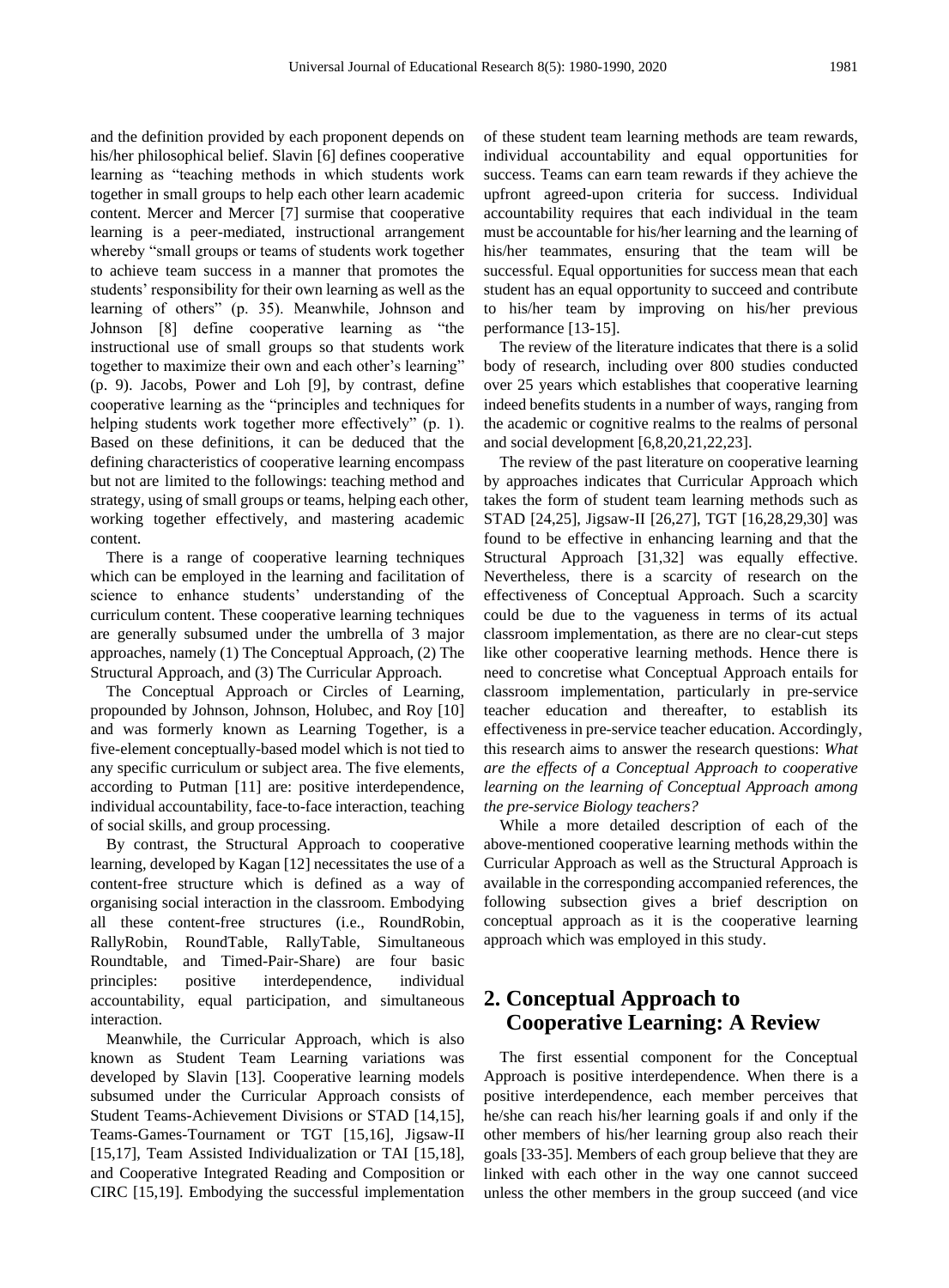and the definition provided by each proponent depends on his/her philosophical belief. Slavin [6] defines cooperative learning as "teaching methods in which students work together in small groups to help each other learn academic content. Mercer and Mercer [7] surmise that cooperative learning is a peer-mediated, instructional arrangement whereby "small groups or teams of students work together to achieve team success in a manner that promotes the students' responsibility for their own learning as well as the learning of others" (p. 35). Meanwhile, Johnson and Johnson [8] define cooperative learning as "the instructional use of small groups so that students work together to maximize their own and each other's learning" (p. 9). Jacobs, Power and Loh [9], by contrast, define cooperative learning as the "principles and techniques for helping students work together more effectively" (p. 1). Based on these definitions, it can be deduced that the defining characteristics of cooperative learning encompass but not are limited to the followings: teaching method and strategy, using of small groups or teams, helping each other, working together effectively, and mastering academic content.

There is a range of cooperative learning techniques which can be employed in the learning and facilitation of science to enhance students' understanding of the curriculum content. These cooperative learning techniques are generally subsumed under the umbrella of 3 major approaches, namely (1) The Conceptual Approach, (2) The Structural Approach, and (3) The Curricular Approach.

The Conceptual Approach or Circles of Learning, propounded by Johnson, Johnson, Holubec, and Roy [10] and was formerly known as Learning Together, is a five-element conceptually-based model which is not tied to any specific curriculum or subject area. The five elements, according to Putman [11] are: positive interdependence, individual accountability, face-to-face interaction, teaching of social skills, and group processing.

By contrast, the Structural Approach to cooperative learning, developed by Kagan [12] necessitates the use of a content-free structure which is defined as a way of organising social interaction in the classroom. Embodying all these content-free structures (i.e., RoundRobin, RallyRobin, RoundTable, RallyTable, Simultaneous Roundtable, and Timed-Pair-Share) are four basic principles: positive interdependence, individual accountability, equal participation, and simultaneous interaction.

Meanwhile, the Curricular Approach, which is also known as Student Team Learning variations was developed by Slavin [13]. Cooperative learning models subsumed under the Curricular Approach consists of Student Teams-Achievement Divisions or STAD [14,15], Teams-Games-Tournament or TGT [15,16], Jigsaw-II [15,17], Team Assisted Individualization or TAI [15,18], and Cooperative Integrated Reading and Composition or CIRC [15,19]. Embodying the successful implementation of these student team learning methods are team rewards, individual accountability and equal opportunities for success. Teams can earn team rewards if they achieve the upfront agreed-upon criteria for success. Individual accountability requires that each individual in the team must be accountable for his/her learning and the learning of his/her teammates, ensuring that the team will be successful. Equal opportunities for success mean that each student has an equal opportunity to succeed and contribute to his/her team by improving on his/her previous performance [13-15].

The review of the literature indicates that there is a solid body of research, including over 800 studies conducted over 25 years which establishes that cooperative learning indeed benefits students in a number of ways, ranging from the academic or cognitive realms to the realms of personal and social development [6,8,20,21,22,23].

The review of the past literature on cooperative learning by approaches indicates that Curricular Approach which takes the form of student team learning methods such as STAD [24,25], Jigsaw-II [26,27], TGT [16,28,29,30] was found to be effective in enhancing learning and that the Structural Approach [31,32] was equally effective. Nevertheless, there is a scarcity of research on the effectiveness of Conceptual Approach. Such a scarcity could be due to the vagueness in terms of its actual classroom implementation, as there are no clear-cut steps like other cooperative learning methods. Hence there is need to concretise what Conceptual Approach entails for classroom implementation, particularly in pre-service teacher education and thereafter, to establish its effectiveness in pre-service teacher education. Accordingly, this research aims to answer the research questions: *What are the effects of a Conceptual Approach to cooperative learning on the learning of Conceptual Approach among the pre-service Biology teachers?*

While a more detailed description of each of the above-mentioned cooperative learning methods within the Curricular Approach as well as the Structural Approach is available in the corresponding accompanied references, the following subsection gives a brief description on conceptual approach as it is the cooperative learning approach which was employed in this study.

## 2. Conceptual Approach to Cooperative Learning: A Review

The first essential component for the Conceptual Approach is positive interdependence. When there is a positive interdependence, each member perceives that he/she can reach his/her learning goals if and only if the other members of his/her learning group also reach their goals [33-35]. Members of each group believe that they are linked with each other in the way one cannot succeed unless the other members in the group succeed (and vice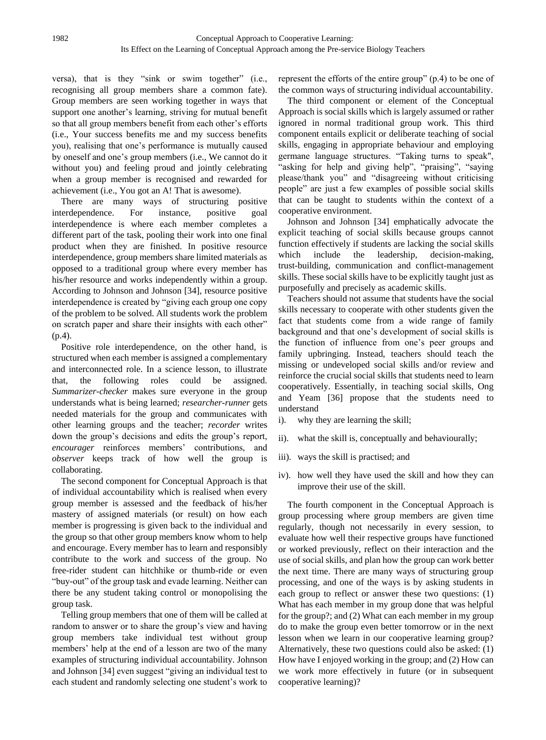versa), that is they "sink or swim together" (i.e., recognising all group members share a common fate). Group members are seen working together in ways that support one another's learning, striving for mutual benefit so that all group members benefit from each other's efforts (i.e., Your success benefits me and my success benefits you), realising that one's performance is mutually caused by oneself and one's group members (i.e., We cannot do it without you) and feeling proud and jointly celebrating when a group member is recognised and rewarded for achievement (i.e., You got an A! That is awesome).

There are many ways of structuring positive interdependence. For instance, positive goal interdependence is where each member completes a different part of the task, pooling their work into one final product when they are finished. In positive resource interdependence, group members share limited materials as opposed to a traditional group where every member has his/her resource and works independently within a group. According to Johnson and Johnson [34], resource positive interdependence is created by "giving each group one copy of the problem to be solved. All students work the problem on scratch paper and share their insights with each other" (p.4).

Positive role interdependence, on the other hand, is structured when each member is assigned a complementary and interconnected role. In a science lesson, to illustrate that, the following roles could be assigned. *Summarizer-checker* makes sure everyone in the group understands what is being learned; *researcher-runner* gets needed materials for the group and communicates with other learning groups and the teacher; *recorder* writes down the group's decisions and edits the group's report, *encourager* reinforces members' contributions, and *observer* keeps track of how well the group is collaborating.

The second component for Conceptual Approach is that of individual accountability which is realised when every group member is assessed and the feedback of his/her mastery of assigned materials (or result) on how each member is progressing is given back to the individual and the group so that other group members know whom to help and encourage. Every member has to learn and responsibly contribute to the work and success of the group. No free-rider student can hitchhike or thumb-ride or even "buy-out" of the group task and evade learning. Neither can there be any student taking control or monopolising the group task.

Telling group members that one of them will be called at random to answer or to share the group's view and having group members take individual test without group members' help at the end of a lesson are two of the many examples of structuring individual accountability. Johnson and Johnson [34] even suggest "giving an individual test to each student and randomly selecting one student's work to represent the efforts of the entire group" (p.4) to be one of the common ways of structuring individual accountability.

The third component or element of the Conceptual Approach is social skills which is largely assumed or rather ignored in normal traditional group work. This third component entails explicit or deliberate teaching of social skills, engaging in appropriate behaviour and employing germane language structures. "Taking turns to speak", "asking for help and giving help", "praising", "saying please/thank you" and "disagreeing without criticising people" are just a few examples of possible social skills that can be taught to students within the context of a cooperative environment.

Johnson and Johnson [34] emphatically advocate the explicit teaching of social skills because groups cannot function effectively if students are lacking the social skills which include the leadership, decision-making, trust-building, communication and conflict-management skills. These social skills have to be explicitly taught just as purposefully and precisely as academic skills.

Teachers should not assume that students have the social skills necessary to cooperate with other students given the fact that students come from a wide range of family background and that one's development of social skills is the function of influence from one's peer groups and family upbringing. Instead, teachers should teach the missing or undeveloped social skills and/or review and reinforce the crucial social skills that students need to learn cooperatively. Essentially, in teaching social skills, Ong and Yeam [36] propose that the students need to understand

i). why they are learning the skill;

ii). what the skill is, conceptually and behaviourally;

iii). ways the skill is practised; and

iv). how well they have used the skill and how they can improve their use of the skill.

The fourth component in the Conceptual Approach is group processing where group members are given time regularly, though not necessarily in every session, to evaluate how well their respective groups have functioned or worked previously, reflect on their interaction and the use of social skills, and plan how the group can work better the next time. There are many ways of structuring group processing, and one of the ways is by asking students in each group to reflect or answer these two questions: (1) What has each member in my group done that was helpful for the group?; and (2) What can each member in my group do to make the group even better tomorrow or in the next lesson when we learn in our cooperative learning group? Alternatively, these two questions could also be asked: (1) How have I enjoyed working in the group; and (2) How can we work more effectively in future (or in subsequent cooperative learning)?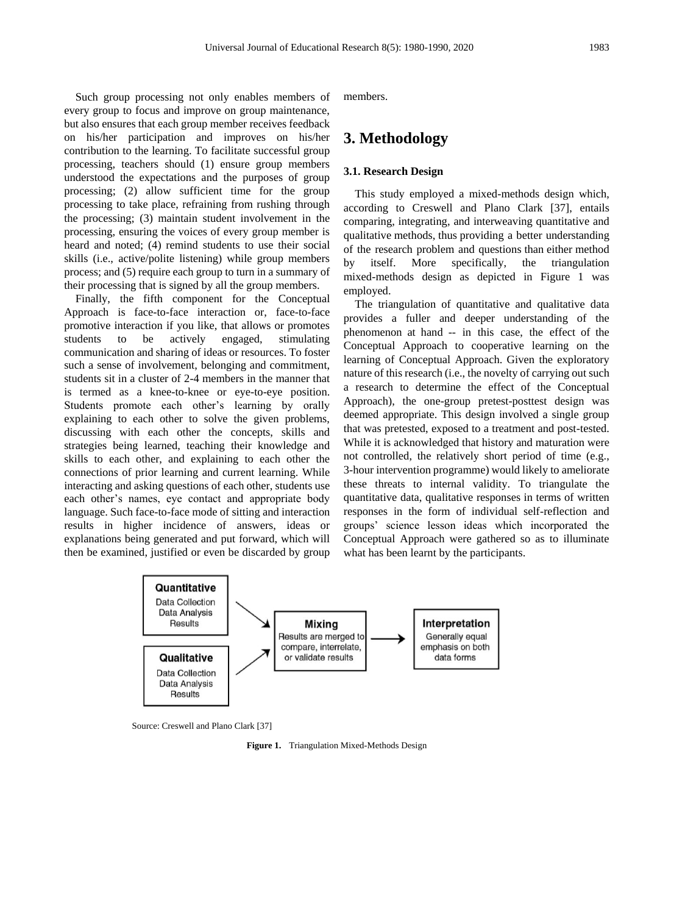Such group processing not only enables members of every group to focus and improve on group maintenance, but also ensures that each group member receives feedback on his/her participation and improves on his/her contribution to the learning. To facilitate successful group processing, teachers should (1) ensure group members understood the expectations and the purposes of group processing; (2) allow sufficient time for the group processing to take place, refraining from rushing through the processing; (3) maintain student involvement in the processing, ensuring the voices of every group member is heard and noted; (4) remind students to use their social skills (i.e., active/polite listening) while group members process; and (5) require each group to turn in a summary of their processing that is signed by all the group members.

Finally, the fifth component for the Conceptual Approach is face-to-face interaction or, face-to-face promotive interaction if you like, that allows or promotes students to be actively engaged, stimulating communication and sharing of ideas or resources. To foster such a sense of involvement, belonging and commitment, students sit in a cluster of 2-4 members in the manner that is termed as a knee-to-knee or eye-to-eye position. Students promote each other's learning by orally explaining to each other to solve the given problems, discussing with each other the concepts, skills and strategies being learned, teaching their knowledge and skills to each other, and explaining to each other the connections of prior learning and current learning. While interacting and asking questions of each other, students use each other's names, eye contact and appropriate body language. Such face-to-face mode of sitting and interaction results in higher incidence of answers, ideas or explanations being generated and put forward, which will then be examined, justified or even be discarded by group members.

# 3. Methodology

### 3.1. Research Design

This study employed a mixed-methods design which, according to Creswell and Plano Clark [37], entails comparing, integrating, and interweaving quantitative and qualitative methods, thus providing a better understanding of the research problem and questions than either method by itself. More specifically, the triangulation mixed-methods design as depicted in Figure 1 was employed.

The triangulation of quantitative and qualitative data provides a fuller and deeper understanding of the phenomenon at hand -- in this case, the effect of the Conceptual Approach to cooperative learning on the learning of Conceptual Approach. Given the exploratory nature of this research (i.e., the novelty of carrying out such a research to determine the effect of the Conceptual Approach), the one-group pretest-posttest design was deemed appropriate. This design involved a single group that was pretested, exposed to a treatment and post-tested. While it is acknowledged that history and maturation were not controlled, the relatively short period of time (e.g., 3-hour intervention programme) would likely to ameliorate these threats to internal validity. To triangulate the quantitative data, qualitative responses in terms of written responses in the form of individual self-reflection and groups' science lesson ideas which incorporated the Conceptual Approach were gathered so as to illuminate what has been learnt by the participants.

**Quantitative**
Data Collection
Data Analysis
Results

**Qualitative**
Data Collection
Data Analysis
Results

**Mixing**
Results are merged to compare, interrelate, or validate results

**Interpretation**
Generally equal emphasis on both data forms

Source: Creswell and Plano Clark [37]

**Figure 1.** Triangulation Mixed-Methods Design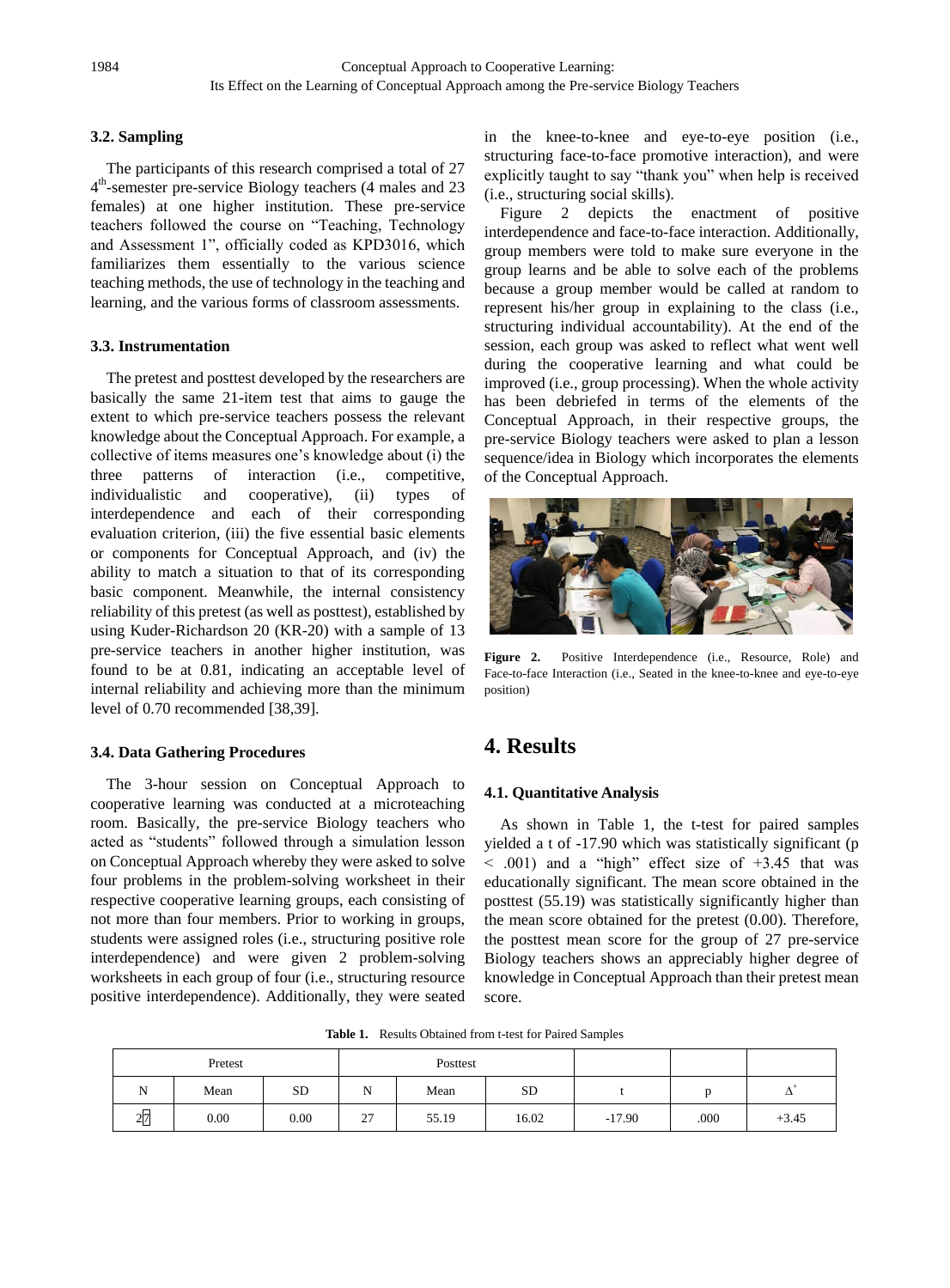### 3.2. Sampling

The participants of this research comprised a total of 27 4th-semester pre-service Biology teachers (4 males and 23 females) at one higher institution. These pre-service teachers followed the course on "Teaching, Technology and Assessment 1", officially coded as KPD3016, which familiarizes them essentially to the various science teaching methods, the use of technology in the teaching and learning, and the various forms of classroom assessments.

### 3.3. Instrumentation

The pretest and posttest developed by the researchers are basically the same 21-item test that aims to gauge the extent to which pre-service teachers possess the relevant knowledge about the Conceptual Approach. For example, a collective of items measures one's knowledge about (i) the three patterns of interaction (i.e., competitive, individualistic and cooperative), (ii) types of interdependence and each of their corresponding evaluation criterion, (iii) the five essential basic elements or components for Conceptual Approach, and (iv) the ability to match a situation to that of its corresponding basic component. Meanwhile, the internal consistency reliability of this pretest (as well as posttest), established by using Kuder-Richardson 20 (KR-20) with a sample of 13 pre-service teachers in another higher institution, was found to be at 0.81, indicating an acceptable level of internal reliability and achieving more than the minimum level of 0.70 recommended [38,39].

### 3.4. Data Gathering Procedures

The 3-hour session on Conceptual Approach to cooperative learning was conducted at a microteaching room. Basically, the pre-service Biology teachers who acted as "students" followed through a simulation lesson on Conceptual Approach whereby they were asked to solve four problems in the problem-solving worksheet in their respective cooperative learning groups, each consisting of not more than four members. Prior to working in groups, students were assigned roles (i.e., structuring positive role interdependence) and were given 2 problem-solving worksheets in each group of four (i.e., structuring resource positive interdependence). Additionally, they were seated in the knee-to-knee and eye-to-eye position (i.e., structuring face-to-face promotive interaction), and were explicitly taught to say "thank you" when help is received (i.e., structuring social skills).

Figure 2 depicts the enactment of positive interdependence and face-to-face interaction. Additionally, group members were told to make sure everyone in the group learns and be able to solve each of the problems because a group member would be called at random to represent his/her group in explaining to the class (i.e., structuring individual accountability). At the end of the session, each group was asked to reflect what went well during the cooperative learning and what could be improved (i.e., group processing). When the whole activity has been debriefed in terms of the elements of the Conceptual Approach, in their respective groups, the pre-service Biology teachers were asked to plan a lesson sequence/idea in Biology which incorporates the elements of the Conceptual Approach.

**Figure 2.** Positive Interdependence (i.e., Resource, Role) and Face-to-face Interaction (i.e., Seated in the knee-to-knee and eye-to-eye position)

# 4. Results

### 4.1. Quantitative Analysis

As shown in Table 1, the t-test for paired samples yielded a t of -17.90 which was statistically significant ($p < .001$) and a "high" effect size of +3.45 that was educationally significant. The mean score obtained in the posttest (55.19) was statistically significantly higher than the mean score obtained for the pretest (0.00). Therefore, the posttest mean score for the group of 27 pre-service Biology teachers shows an appreciably higher degree of knowledge in Conceptual Approach than their pretest mean score.

**Table 1.** Results Obtained from t-test for Paired Samples

| Pretest | | | Posttest | | | | | |
|---|---|---|---|---|---|---|---|---|
| N | Mean | SD | N | Mean | SD | t | p | $\Delta^{+}$ |
| 27 | 0.00 | 0.00 | 27 | 55.19 | 16.02 | -17.90 | .000 | +3.45 |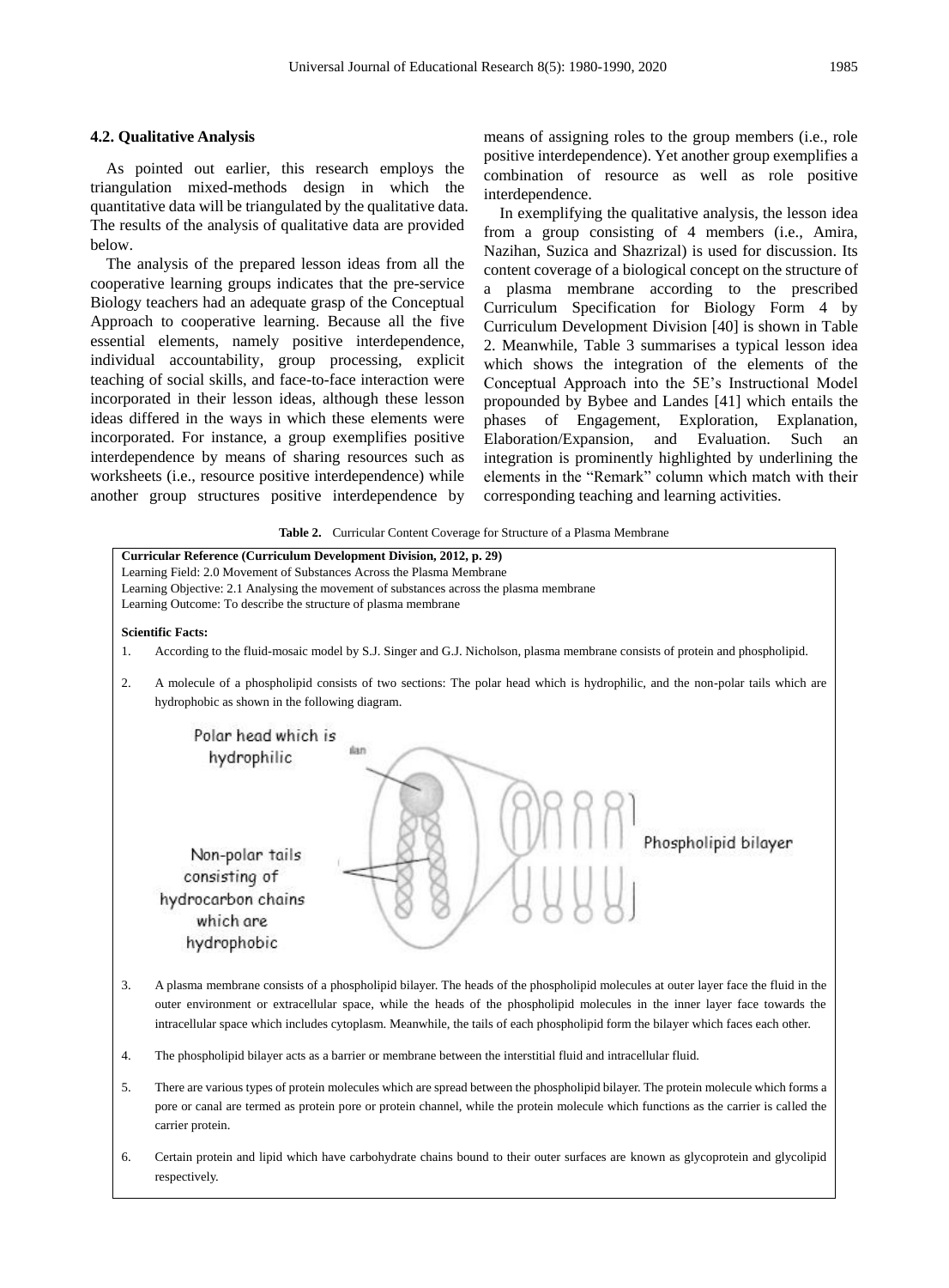### 4.2. Qualitative Analysis

As pointed out earlier, this research employs the triangulation mixed-methods design in which the quantitative data will be triangulated by the qualitative data. The results of the analysis of qualitative data are provided below.

The analysis of the prepared lesson ideas from all the cooperative learning groups indicates that the pre-service Biology teachers had an adequate grasp of the Conceptual Approach to cooperative learning. Because all the five essential elements, namely positive interdependence, individual accountability, group processing, explicit teaching of social skills, and face-to-face interaction were incorporated in their lesson ideas, although these lesson ideas differed in the ways in which these elements were incorporated. For instance, a group exemplifies positive interdependence by means of sharing resources such as worksheets (i.e., resource positive interdependence) while another group structures positive interdependence by means of assigning roles to the group members (i.e., role positive interdependence). Yet another group exemplifies a combination of resource as well as role positive interdependence.

In exemplifying the qualitative analysis, the lesson idea from a group consisting of 4 members (i.e., Amira, Nazihan, Suzica and Shazrizal) is used for discussion. Its content coverage of a biological concept on the structure of a plasma membrane according to the prescribed Curriculum Specification for Biology Form 4 by Curriculum Development Division [40] is shown in Table 2. Meanwhile, Table 3 summarises a typical lesson idea which shows the integration of the elements of the Conceptual Approach into the 5E's Instructional Model propounded by Bybee and Landes [41] which entails the phases of Engagement, Exploration, Explanation, Elaboration/Expansion, and Evaluation. Such an integration is prominently highlighted by underlining the elements in the "Remark" column which match with their corresponding teaching and learning activities.

**Table 2.** Curricular Content Coverage for Structure of a Plasma Membrane

**Curricular Reference (Curriculum Development Division, 2012, p. 29)**
Learning Field: 2.0 Movement of Substances Across the Plasma Membrane
Learning Objective: 2.1 Analysing the movement of substances across the plasma membrane
Learning Outcome: To describe the structure of plasma membrane

**Scientific Facts:**

1. According to the fluid-mosaic model by S.J. Singer and G.J. Nicholson, plasma membrane consists of protein and phospholipid.
2. A molecule of a phospholipid consists of two sections: The polar head which is hydrophilic, and the non-polar tails which are hydrophobic as shown in the following diagram.

   Polar head which is hydrophilic
   Non-polar tails consisting of hydrocarbon chains which are hydrophobic
   Phospholipid bilayer

3. A plasma membrane consists of a phospholipid bilayer. The heads of the phospholipid molecules at outer layer face the fluid in the outer environment or extracellular space, while the heads of the phospholipid molecules in the inner layer face towards the intracellular space which includes cytoplasm. Meanwhile, the tails of each phospholipid form the bilayer which faces each other.
4. The phospholipid bilayer acts as a barrier or membrane between the interstitial fluid and intracellular fluid.
5. There are various types of protein molecules which are spread between the phospholipid bilayer. The protein molecule which forms a pore or canal are termed as protein pore or protein channel, while the protein molecule which functions as the carrier is called the carrier protein.
6. Certain protein and lipid which have carbohydrate chains bound to their outer surfaces are known as glycoprotein and glycolipid respectively.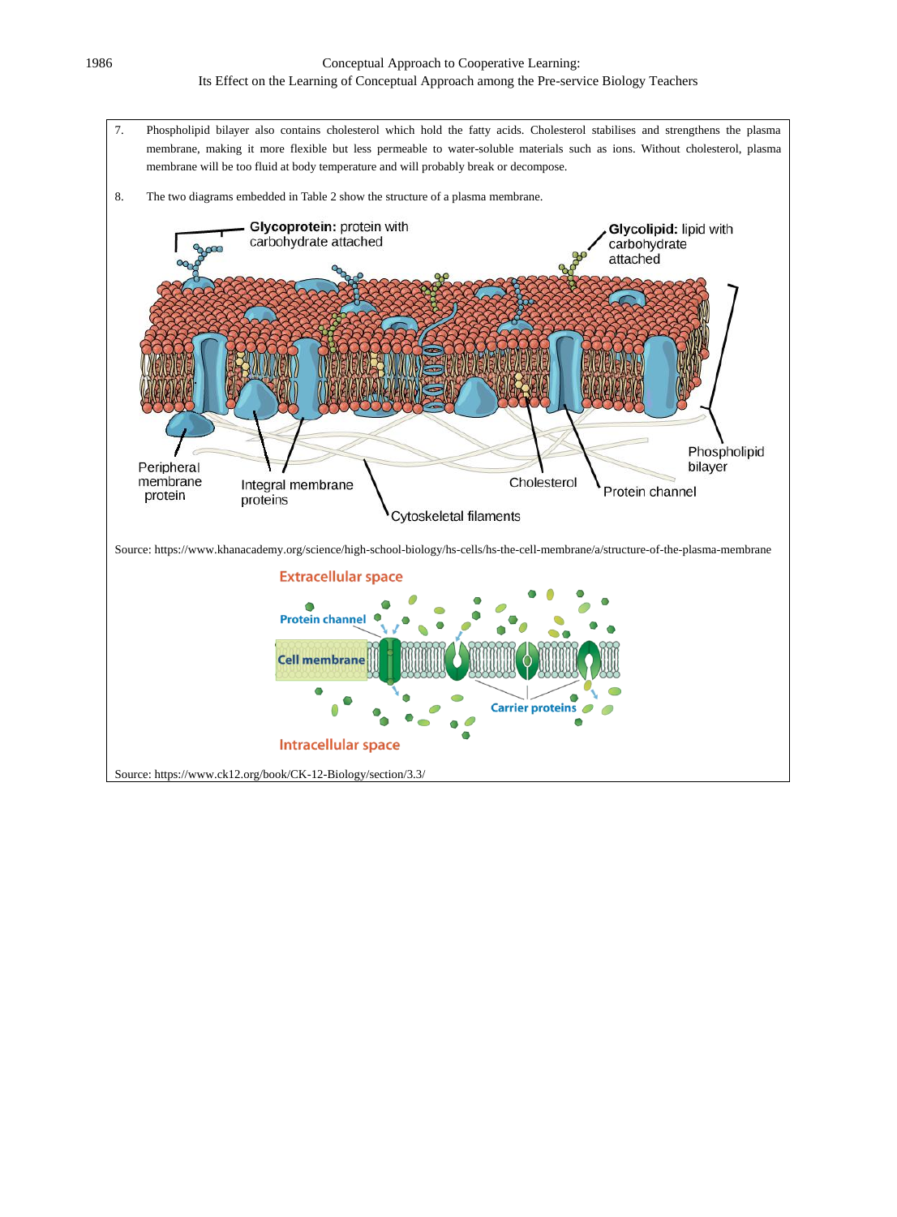7. Phospholipid bilayer also contains cholesterol which hold the fatty acids. Cholesterol stabilises and strengthens the plasma membrane, making it more flexible but less permeable to water-soluble materials such as ions. Without cholesterol, plasma membrane will be too fluid at body temperature and will probably break or decompose.

8. The two diagrams embedded in Table 2 show the structure of a plasma membrane.

Source: https://www.khanacademy.org/science/high-school-biology/hs-cells/hs-the-cell-membrane/a/structure-of-the-plasma-membrane

Source: https://www.ck12.org/book/CK-12-Biology/section/3.3/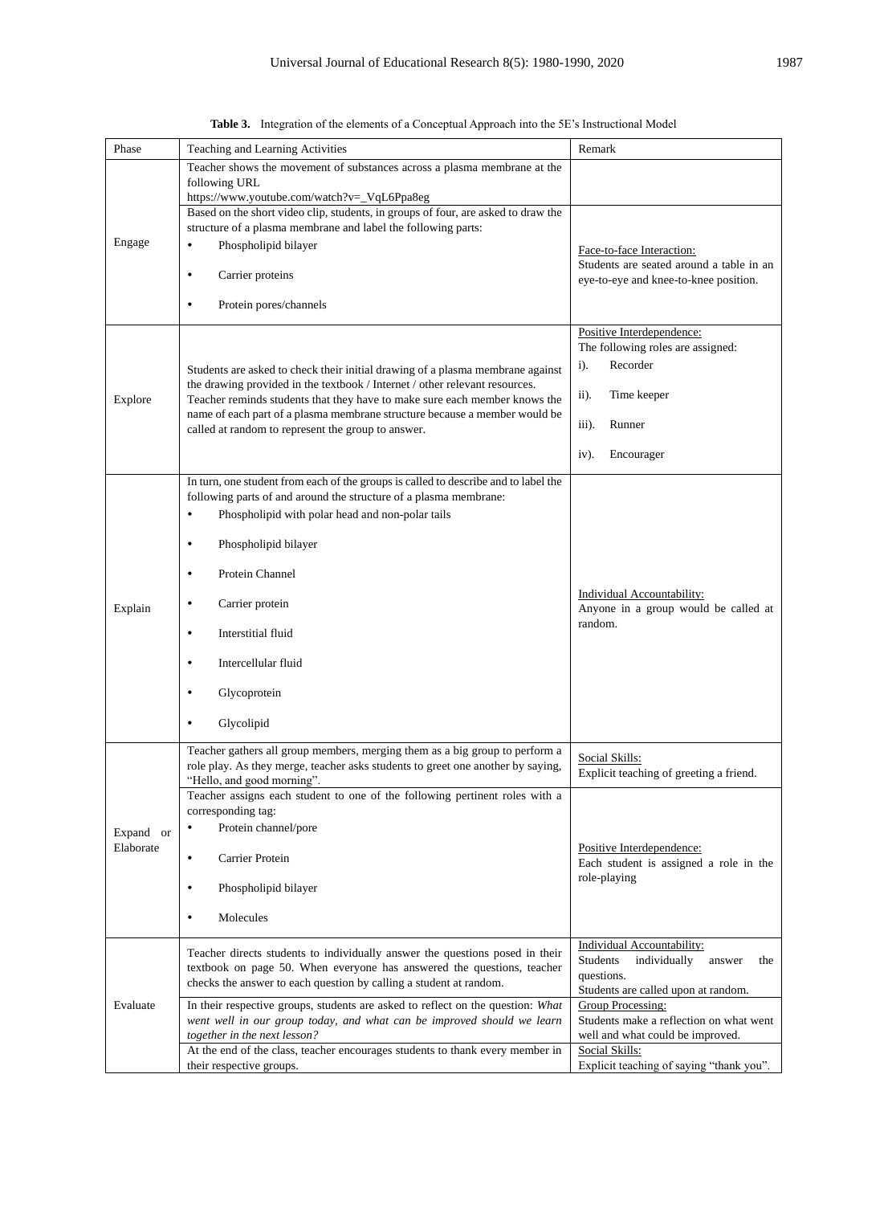**Table 3.** Integration of the elements of a Conceptual Approach into the 5E's Instructional Model

| Phase | Teaching and Learning Activities | Remark |
|---|---|---|
| Engage | Teacher shows the movement of substances across a plasma membrane at the following URL https://www.youtube.com/watch?v=_VqL6Ppa8eg | |
| | Based on the short video clip, students, in groups of four, are asked to draw the structure of a plasma membrane and label the following parts: • Phospholipid bilayer • Carrier proteins • Protein pores/channels | Face-to-face Interaction: Students are seated around a table in an eye-to-eye and knee-to-knee position. |
| Explore | Students are asked to check their initial drawing of a plasma membrane against the drawing provided in the textbook / Internet / other relevant resources. Teacher reminds students that they have to make sure each member knows the name of each part of a plasma membrane structure because a member would be called at random to represent the group to answer. | Positive Interdependence: The following roles are assigned: i). Recorder ii). Time keeper iii). Runner iv). Encourager |
| Explain | In turn, one student from each of the groups is called to describe and to label the following parts of and around the structure of a plasma membrane: • Phospholipid with polar head and non-polar tails • Phospholipid bilayer • Protein Channel • Carrier protein • Interstitial fluid • Intercellular fluid • Glycoprotein • Glycolipid | Individual Accountability: Anyone in a group would be called at random. |
| Expand or Elaborate | Teacher gathers all group members, merging them as a big group to perform a role play. As they merge, teacher asks students to greet one another by saying, "Hello, and good morning". | Social Skills: Explicit teaching of greeting a friend. |
| | Teacher assigns each student to one of the following pertinent roles with a corresponding tag: • Protein channel/pore • Carrier Protein • Phospholipid bilayer • Molecules | Positive Interdependence: Each student is assigned a role in the role-playing |
| Evaluate | Teacher directs students to individually answer the questions posed in their textbook on page 50. When everyone has answered the questions, teacher checks the answer to each question by calling a student at random. | Individual Accountability: Students individually answer the questions. Students are called upon at random. |
| | In their respective groups, students are asked to reflect on the question: *What went well in our group today, and what can be improved should we learn together in the next lesson?* | Group Processing: Students make a reflection on what went well and what could be improved. |
| | At the end of the class, teacher encourages students to thank every member in their respective groups. | Social Skills: Explicit teaching of saying "thank you". |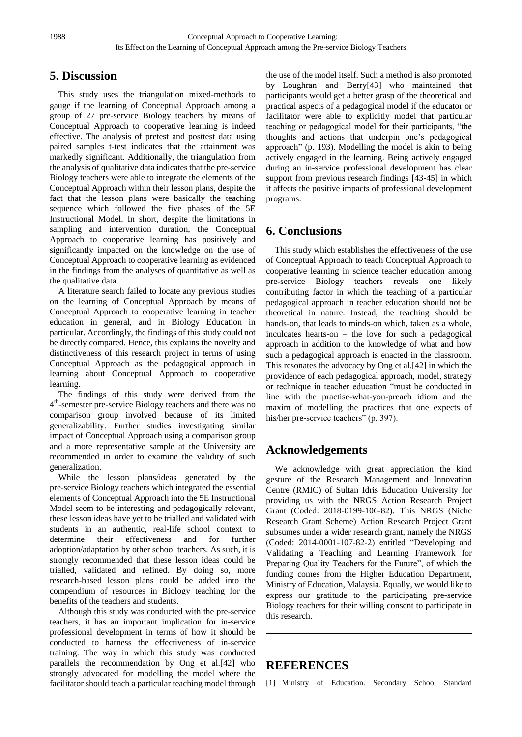## 5. Discussion

This study uses the triangulation mixed-methods to gauge if the learning of Conceptual Approach among a group of 27 pre-service Biology teachers by means of Conceptual Approach to cooperative learning is indeed effective. The analysis of pretest and posttest data using paired samples t-test indicates that the attainment was markedly significant. Additionally, the triangulation from the analysis of qualitative data indicates that the pre-service Biology teachers were able to integrate the elements of the Conceptual Approach within their lesson plans, despite the fact that the lesson plans were basically the teaching sequence which followed the five phases of the 5E Instructional Model. In short, despite the limitations in sampling and intervention duration, the Conceptual Approach to cooperative learning has positively and significantly impacted on the knowledge on the use of Conceptual Approach to cooperative learning as evidenced in the findings from the analyses of quantitative as well as the qualitative data.

A literature search failed to locate any previous studies on the learning of Conceptual Approach by means of Conceptual Approach to cooperative learning in teacher education in general, and in Biology Education in particular. Accordingly, the findings of this study could not be directly compared. Hence, this explains the novelty and distinctiveness of this research project in terms of using Conceptual Approach as the pedagogical approach in learning about Conceptual Approach to cooperative learning.

The findings of this study were derived from the 4th-semester pre-service Biology teachers and there was no comparison group involved because of its limited generalizability. Further studies investigating similar impact of Conceptual Approach using a comparison group and a more representative sample at the University are recommended in order to examine the validity of such generalization.

While the lesson plans/ideas generated by the pre-service Biology teachers which integrated the essential elements of Conceptual Approach into the 5E Instructional Model seem to be interesting and pedagogically relevant, these lesson ideas have yet to be trialled and validated with students in an authentic, real-life school context to determine their effectiveness and for further adoption/adaptation by other school teachers. As such, it is strongly recommended that these lesson ideas could be trialled, validated and refined. By doing so, more research-based lesson plans could be added into the compendium of resources in Biology teaching for the benefits of the teachers and students.

Although this study was conducted with the pre-service teachers, it has an important implication for in-service professional development in terms of how it should be conducted to harness the effectiveness of in-service training. The way in which this study was conducted parallels the recommendation by Ong et al.[42] who strongly advocated for modelling the model where the facilitator should teach a particular teaching model through the use of the model itself. Such a method is also promoted by Loughran and Berry[43] who maintained that participants would get a better grasp of the theoretical and practical aspects of a pedagogical model if the educator or facilitator were able to explicitly model that particular teaching or pedagogical model for their participants, "the thoughts and actions that underpin one's pedagogical approach" (p. 193). Modelling the model is akin to being actively engaged in the learning. Being actively engaged during an in-service professional development has clear support from previous research findings [43-45] in which it affects the positive impacts of professional development programs.

## 6. Conclusions

This study which establishes the effectiveness of the use of Conceptual Approach to teach Conceptual Approach to cooperative learning in science teacher education among pre-service Biology teachers reveals one likely contributing factor in which the teaching of a particular pedagogical approach in teacher education should not be theoretical in nature. Instead, the teaching should be hands-on, that leads to minds-on which, taken as a whole, inculcates hearts-on – the love for such a pedagogical approach in addition to the knowledge of what and how such a pedagogical approach is enacted in the classroom. This resonates the advocacy by Ong et al.[42] in which the providence of each pedagogical approach, model, strategy or technique in teacher education "must be conducted in line with the practise-what-you-preach idiom and the maxim of modelling the practices that one expects of his/her pre-service teachers" (p. 397).

## Acknowledgements

We acknowledge with great appreciation the kind gesture of the Research Management and Innovation Centre (RMIC) of Sultan Idris Education University for providing us with the NRGS Action Research Project Grant (Coded: 2018-0199-106-82). This NRGS (Niche Research Grant Scheme) Action Research Project Grant subsumes under a wider research grant, namely the NRGS (Coded: 2014-0001-107-82-2) entitled "Developing and Validating a Teaching and Learning Framework for Preparing Quality Teachers for the Future", of which the funding comes from the Higher Education Department, Ministry of Education, Malaysia. Equally, we would like to express our gratitude to the participating pre-service Biology teachers for their willing consent to participate in this research.

## REFERENCES

[1] Ministry of Education. Secondary School Standard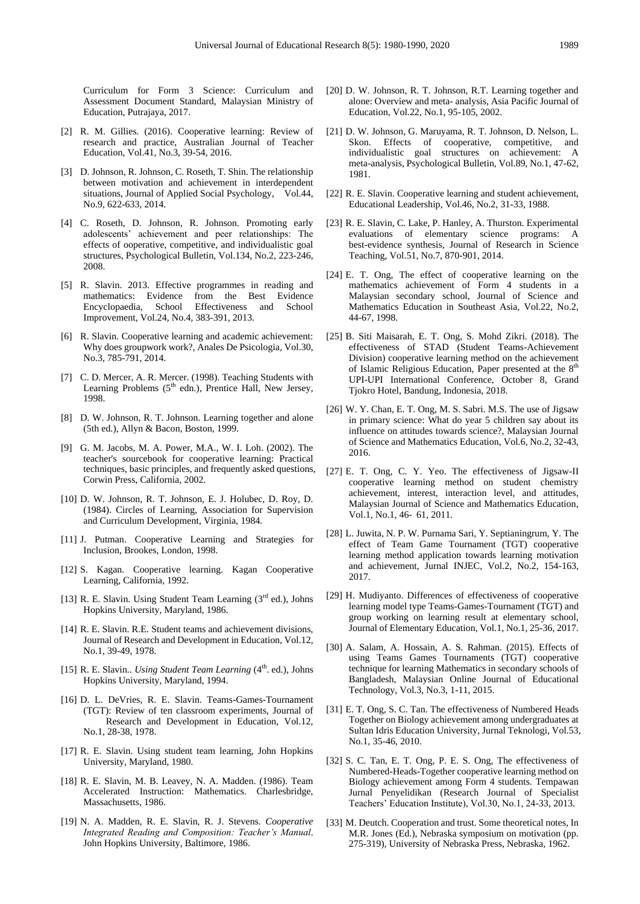Curriculum for Form 3 Science: Curriculum and Assessment Document Standard, Malaysian Ministry of Education, Putrajaya, 2017.

[2] R. M. Gillies. (2016). Cooperative learning: Review of research and practice, Australian Journal of Teacher Education, Vol.41, No.3, 39-54, 2016.

[3] D. Johnson, R. Johnson, C. Roseth, T. Shin. The relationship between motivation and achievement in interdependent situations, Journal of Applied Social Psychology, Vol.44, No.9, 622-633, 2014.

[4] C. Roseth, D. Johnson, R. Johnson. Promoting early adolescents' achievement and peer relationships: The effects of ooperative, competitive, and individualistic goal structures, Psychological Bulletin, Vol.134, No.2, 223-246, 2008.

[5] R. Slavin. 2013. Effective programmes in reading and mathematics: Evidence from the Best Evidence Encyclopaedia, School Effectiveness and School Improvement, Vol.24, No.4, 383-391, 2013.

[6] R. Slavin. Cooperative learning and academic achievement: Why does groupwork work?, Anales De Psicologia, Vol.30, No.3, 785-791, 2014.

[7] C. D. Mercer, A. R. Mercer. (1998). Teaching Students with Learning Problems (5th edn.), Prentice Hall, New Jersey, 1998.

[8] D. W. Johnson, R. T. Johnson. Learning together and alone (5th ed.), Allyn & Bacon, Boston, 1999.

[9] G. M. Jacobs, M. A. Power, M.A., W. I. Loh. (2002). The teacher's sourcebook for cooperative learning: Practical techniques, basic principles, and frequently asked questions, Corwin Press, California, 2002.

[10] D. W. Johnson, R. T. Johnson, E. J. Holubec, D. Roy, D. (1984). Circles of Learning, Association for Supervision and Curriculum Development, Virginia, 1984.

[11] J. Putman. Cooperative Learning and Strategies for Inclusion, Brookes, London, 1998.

[12] S. Kagan. Cooperative learning. Kagan Cooperative Learning, California, 1992.

[13] R. E. Slavin. Using Student Team Learning (3rd ed.), Johns Hopkins University, Maryland, 1986.

[14] R. E. Slavin. R.E. Student teams and achievement divisions, Journal of Research and Development in Education, Vol.12, No.1, 39-49, 1978.

[15] R. E. Slavin.. *Using Student Team Learning* (4th. ed.), Johns Hopkins University, Maryland, 1994.

[16] D. L. DeVries, R. E. Slavin. Teams-Games-Tournament (TGT): Review of ten classroom experiments, Journal of Research and Development in Education, Vol.12, No.1, 28-38, 1978.

[17] R. E. Slavin. Using student team learning, John Hopkins University, Maryland, 1980.

[18] R. E. Slavin, M. B. Leavey, N. A. Madden. (1986). Team Accelerated Instruction: Mathematics. Charlesbridge, Massachusetts, 1986.

[19] N. A. Madden, R. E. Slavin, R. J. Stevens. *Cooperative Integrated Reading and Composition: Teacher's Manual*. John Hopkins University, Baltimore, 1986.

[20] D. W. Johnson, R. T. Johnson, R.T. Learning together and alone: Overview and meta- analysis, Asia Pacific Journal of Education, Vol.22, No.1, 95-105, 2002.

[21] D. W. Johnson, G. Maruyama, R. T. Johnson, D. Nelson, L. Skon. Effects of cooperative, competitive, and individualistic goal structures on achievement: A meta-analysis, Psychological Bulletin, Vol.89, No.1, 47-62, 1981.

[22] R. E. Slavin. Cooperative learning and student achievement, Educational Leadership, Vol.46, No.2, 31-33, 1988.

[23] R. E. Slavin, C. Lake, P. Hanley, A. Thurston. Experimental evaluations of elementary science programs: A best-evidence synthesis, Journal of Research in Science Teaching, Vol.51, No.7, 870-901, 2014.

[24] E. T. Ong, The effect of cooperative learning on the mathematics achievement of Form 4 students in a Malaysian secondary school, Journal of Science and Mathematics Education in Southeast Asia, Vol.22, No.2, 44-67, 1998.

[25] B. Siti Maisarah, E. T. Ong, S. Mohd Zikri. (2018). The effectiveness of STAD (Student Teams-Achievement Division) cooperative learning method on the achievement of Islamic Religious Education, Paper presented at the 8th UPI-UPI International Conference, October 8, Grand Tjokro Hotel, Bandung, Indonesia, 2018.

[26] W. Y. Chan, E. T. Ong, M. S. Sabri. M.S. The use of Jigsaw in primary science: What do year 5 children say about its influence on attitudes towards science?, Malaysian Journal of Science and Mathematics Education, Vol.6, No.2, 32-43, 2016.

[27] E. T. Ong, C. Y. Yeo. The effectiveness of Jigsaw-II cooperative learning method on student chemistry achievement, interest, interaction level, and attitudes, Malaysian Journal of Science and Mathematics Education, Vol.1, No.1, 46- 61, 2011.

[28] L. Juwita, N. P. W. Purnama Sari, Y. Septianingrum, Y. The effect of Team Game Tournament (TGT) cooperative learning method application towards learning motivation and achievement, Jurnal INJEC, Vol.2, No.2, 154-163, 2017.

[29] H. Mudiyanto. Differences of effectiveness of cooperative learning model type Teams-Games-Tournament (TGT) and group working on learning result at elementary school, Journal of Elementary Education, Vol.1, No.1, 25-36, 2017.

[30] A. Salam, A. Hossain, A. S. Rahman. (2015). Effects of using Teams Games Tournaments (TGT) cooperative technique for learning Mathematics in secondary schools of Bangladesh, Malaysian Online Journal of Educational Technology, Vol.3, No.3, 1-11, 2015.

[31] E. T. Ong, S. C. Tan. The effectiveness of Numbered Heads Together on Biology achievement among undergraduates at Sultan Idris Education University, Jurnal Teknologi, Vol.53, No.1, 35-46, 2010.

[32] S. C. Tan, E. T. Ong, P. E. S. Ong, The effectiveness of Numbered-Heads-Together cooperative learning method on Biology achievement among Form 4 students. Tempawan Jurnal Penyelidikan (Research Journal of Specialist Teachers' Education Institute), Vol.30, No.1, 24-33, 2013.

[33] M. Deutch. Cooperation and trust. Some theoretical notes, In M.R. Jones (Ed.), Nebraska symposium on motivation (pp. 275-319), University of Nebraska Press, Nebraska, 1962.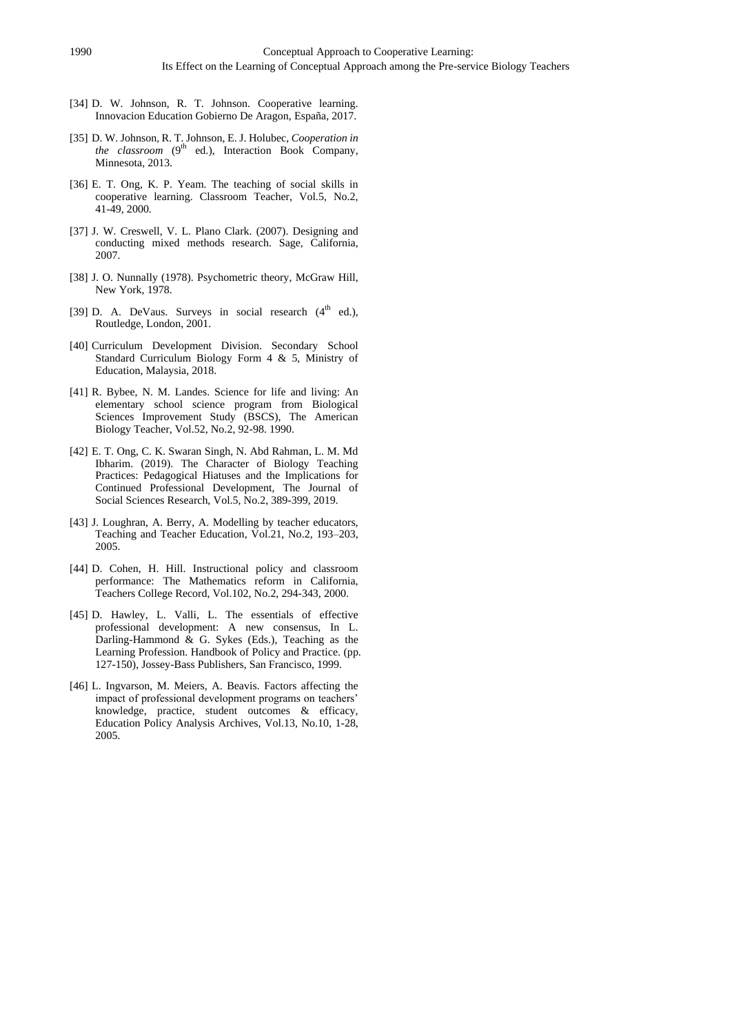[34] D. W. Johnson, R. T. Johnson. Cooperative learning. Innovacion Education Gobierno De Aragon, España, 2017.

[35] D. W. Johnson, R. T. Johnson, E. J. Holubec, *Cooperation in the classroom* (9th ed.), Interaction Book Company, Minnesota, 2013.

[36] E. T. Ong, K. P. Yeam. The teaching of social skills in cooperative learning. Classroom Teacher, Vol.5, No.2, 41-49, 2000.

[37] J. W. Creswell, V. L. Plano Clark. (2007). Designing and conducting mixed methods research. Sage, California, 2007.

[38] J. O. Nunnally (1978). Psychometric theory, McGraw Hill, New York, 1978.

[39] D. A. DeVaus. Surveys in social research (4th ed.), Routledge, London, 2001.

[40] Curriculum Development Division. Secondary School Standard Curriculum Biology Form 4 & 5, Ministry of Education, Malaysia, 2018.

[41] R. Bybee, N. M. Landes. Science for life and living: An elementary school science program from Biological Sciences Improvement Study (BSCS), The American Biology Teacher, Vol.52, No.2, 92-98. 1990.

[42] E. T. Ong, C. K. Swaran Singh, N. Abd Rahman, L. M. Md Ibharim. (2019). The Character of Biology Teaching Practices: Pedagogical Hiatuses and the Implications for Continued Professional Development, The Journal of Social Sciences Research, Vol.5, No.2, 389-399, 2019.

[43] J. Loughran, A. Berry, A. Modelling by teacher educators, Teaching and Teacher Education, Vol.21, No.2, 193–203, 2005.

[44] D. Cohen, H. Hill. Instructional policy and classroom performance: The Mathematics reform in California, Teachers College Record, Vol.102, No.2, 294-343, 2000.

[45] D. Hawley, L. Valli, L. The essentials of effective professional development: A new consensus, In L. Darling-Hammond & G. Sykes (Eds.), Teaching as the Learning Profession. Handbook of Policy and Practice. (pp. 127-150), Jossey-Bass Publishers, San Francisco, 1999.

[46] L. Ingvarson, M. Meiers, A. Beavis. Factors affecting the impact of professional development programs on teachers' knowledge, practice, student outcomes & efficacy, Education Policy Analysis Archives, Vol.13, No.10, 1-28, 2005.